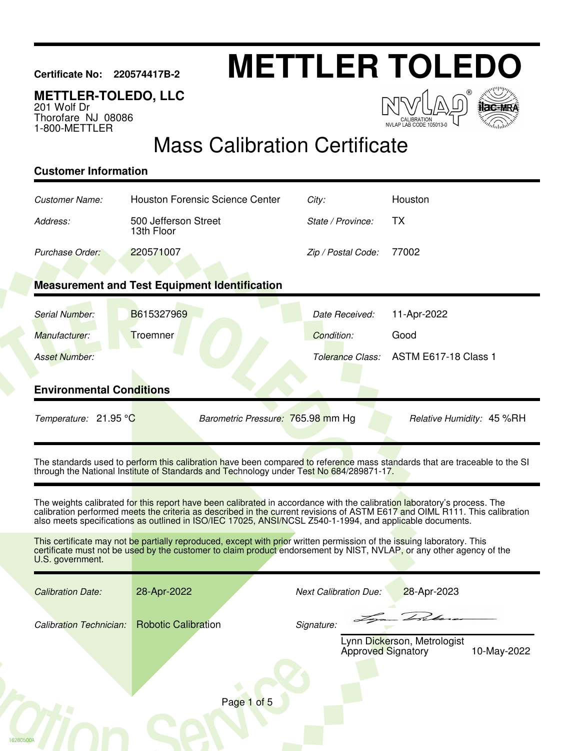**Certificate No: 220574417B-2**

# METTLER TOLEDO

**METTLER-TOLEDO, LLC**
201 Wolf Dr
Thorofare NJ 08086
1-800-METTLER

NVLAP CALIBRATION NVLAP LAB CODE 105013-0 | ilac-MRA

# Mass Calibration Certificate

## Customer Information

| | | | |
|---|---|---|---|
| *Customer Name:* | Houston Forensic Science Center | *City:* | Houston |
| *Address:* | 500 Jefferson Street<br>13th Floor | *State / Province:* | TX |
| *Purchase Order:* | 220571007 | *Zip / Postal Code:* | 77002 |

## Measurement and Test Equipment Identification

| | | | |
|---|---|---|---|
| *Serial Number:* | B615327969 | *Date Received:* | 11-Apr-2022 |
| *Manufacturer:* | Troemner | *Condition:* | Good |
| *Asset Number:* | | *Tolerance Class:* | ASTM E617-18 Class 1 |

## Environmental Conditions

*Temperature:* 21.95 °C *Barometric Pressure:* 765.98 mm Hg *Relative Humidity:* 45 %RH

The standards used to perform this calibration have been compared to reference mass standards that are traceable to the SI through the National Institute of Standards and Technology under Test No 684/289871-17.

The weights calibrated for this report have been calibrated in accordance with the calibration laboratory's process. The calibration performed meets the criteria as described in the current revisions of ASTM E617 and OIML R111. This calibration also meets specifications as outlined in ISO/IEC 17025, ANSI/NCSL Z540-1-1994, and applicable documents.

This certificate may not be partially reproduced, except with prior written permission of the issuing laboratory. This certificate must not be used by the customer to claim product endorsement by NIST, NVLAP, or any other agency of the U.S. government.

| | | | |
|---|---|---|---|
| *Calibration Date:* | 28-Apr-2022 | *Next Calibration Due:* | 28-Apr-2023 |
| *Calibration Technician:* | Robotic Calibration | *Signature:* | |

Lynn Dickerson, Metrologist
Approved Signatory 10-May-2022

16280500A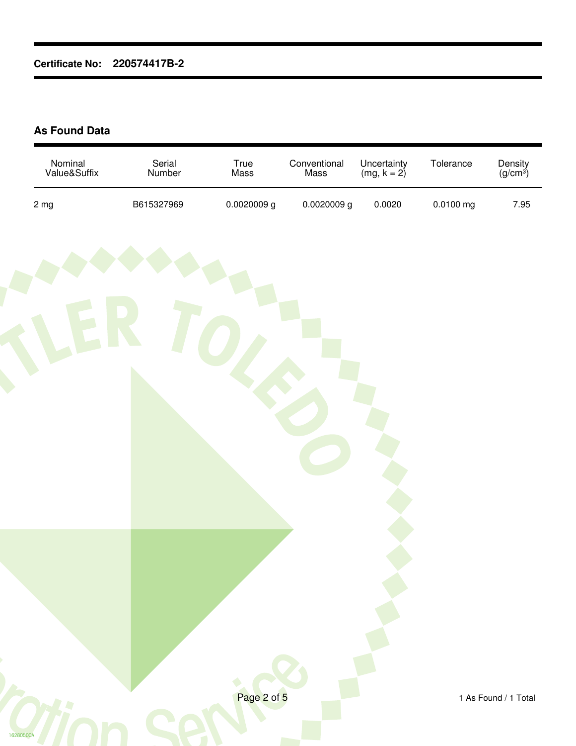**Certificate No: 220574417B-2**

## As Found Data

| Nominal Value&Suffix | Serial Number | True Mass | Conventional Mass | Uncertainty (mg, k = 2) | Tolerance | Density (g/cm³) |
|---|---|---|---|---|---|---|
| 2 mg | B615327969 | 0.0020009 g | 0.0020009 g | 0.0020 | 0.0100 mg | 7.95 |

1 As Found / 1 Total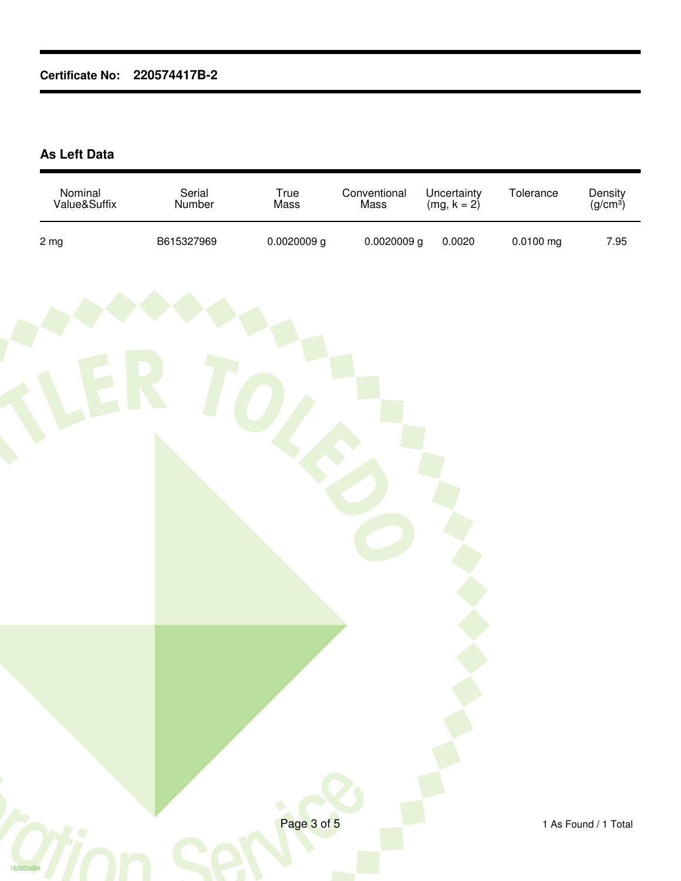**Certificate No: 220574417B-2**

## As Left Data

| Nominal Value&Suffix | Serial Number | True Mass | Conventional Mass | Uncertainty (mg, k = 2) | Tolerance | Density (g/cm³) |
|---|---|---|---|---|---|---|
| 2 mg | B615327969 | 0.0020009 g | 0.0020009 g | 0.0020 | 0.0100 mg | 7.95 |

1 As Found / 1 Total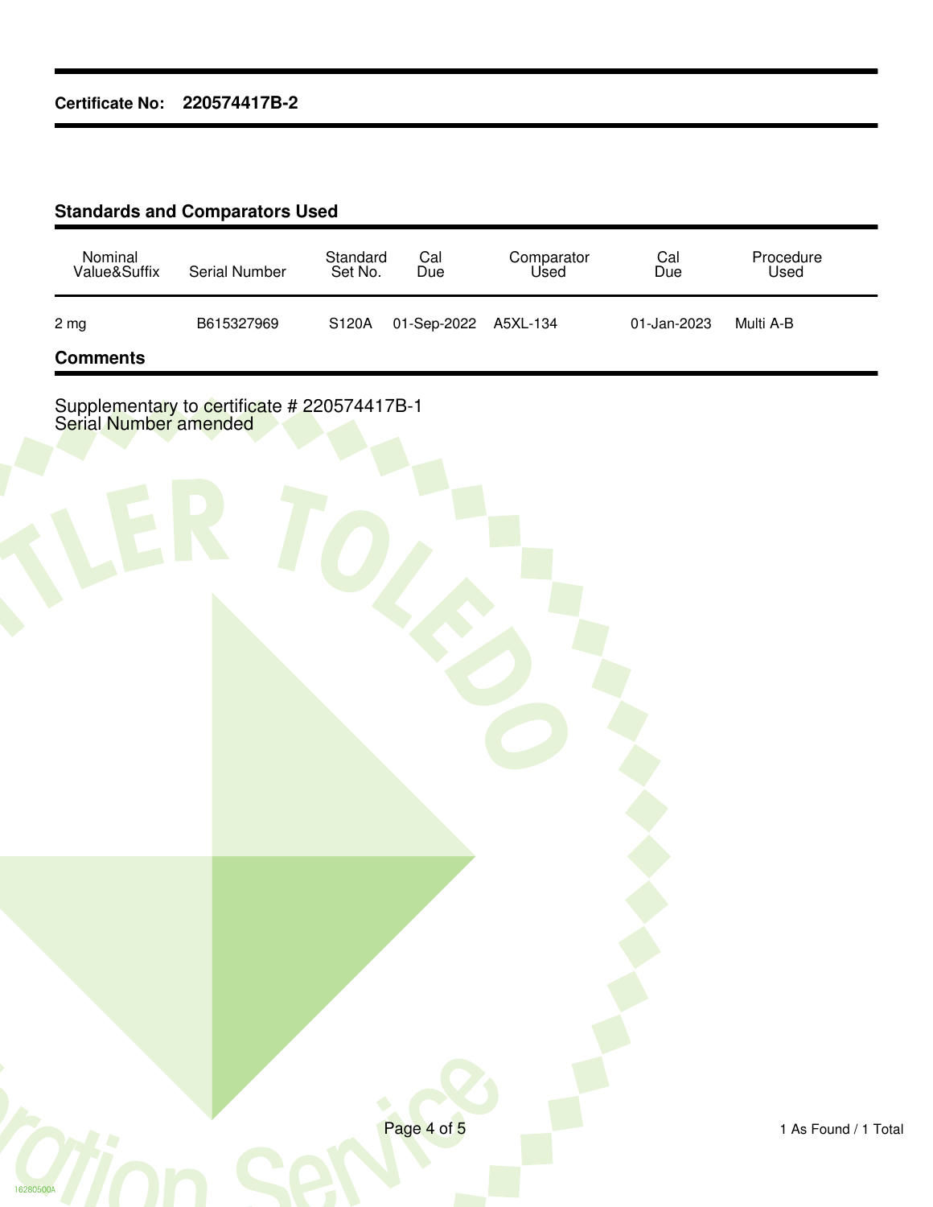**Certificate No: 220574417B-2**

## Standards and Comparators Used

| Nominal Value&Suffix | Serial Number | Standard Set No. | Cal Due | Comparator Used | Cal Due | Procedure Used |
|---|---|---|---|---|---|---|
| 2 mg | B615327969 | S120A | 01-Sep-2022 | A5XL-134 | 01-Jan-2023 | Multi A-B |

## Comments

Supplementary to certificate # 220574417B-1
Serial Number amended

1 As Found / 1 Total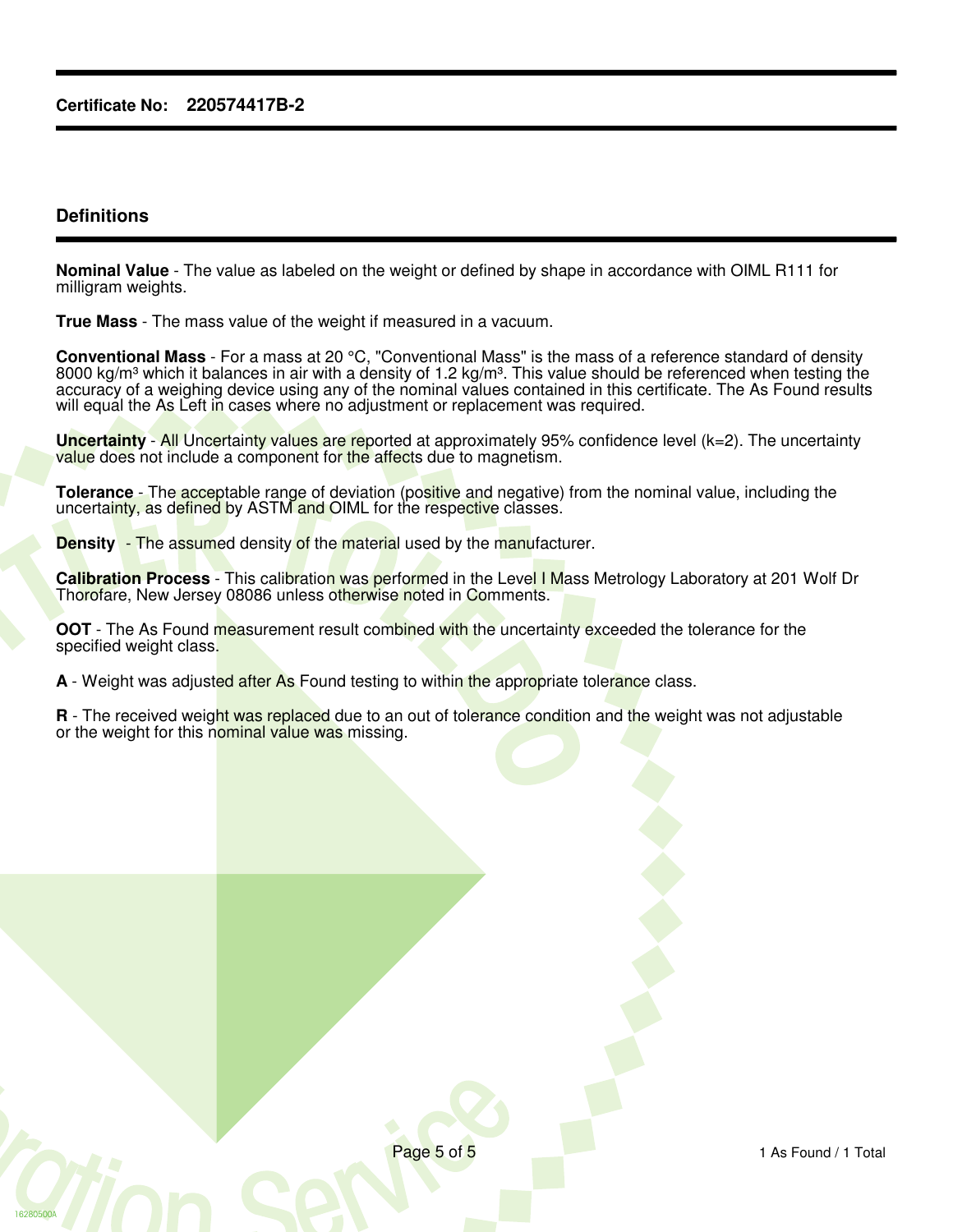**Certificate No: 220574417B-2**

## Definitions

**Nominal Value** - The value as labeled on the weight or defined by shape in accordance with OIML R111 for milligram weights.

**True Mass** - The mass value of the weight if measured in a vacuum.

**Conventional Mass** - For a mass at 20 °C, "Conventional Mass" is the mass of a reference standard of density 8000 kg/m³ which it balances in air with a density of 1.2 kg/m³. This value should be referenced when testing the accuracy of a weighing device using any of the nominal values contained in this certificate. The As Found results will equal the As Left in cases where no adjustment or replacement was required.

**Uncertainty** - All Uncertainty values are reported at approximately 95% confidence level (k=2). The uncertainty value does not include a component for the affects due to magnetism.

**Tolerance** - The acceptable range of deviation (positive and negative) from the nominal value, including the uncertainty, as defined by ASTM and OIML for the respective classes.

**Density** - The assumed density of the material used by the manufacturer.

**Calibration Process** - This calibration was performed in the Level I Mass Metrology Laboratory at 201 Wolf Dr Thorofare, New Jersey 08086 unless otherwise noted in Comments.

**OOT** - The As Found measurement result combined with the uncertainty exceeded the tolerance for the specified weight class.

**A** - Weight was adjusted after As Found testing to within the appropriate tolerance class.

**R** - The received weight was replaced due to an out of tolerance condition and the weight was not adjustable or the weight for this nominal value was missing.

1 As Found / 1 Total